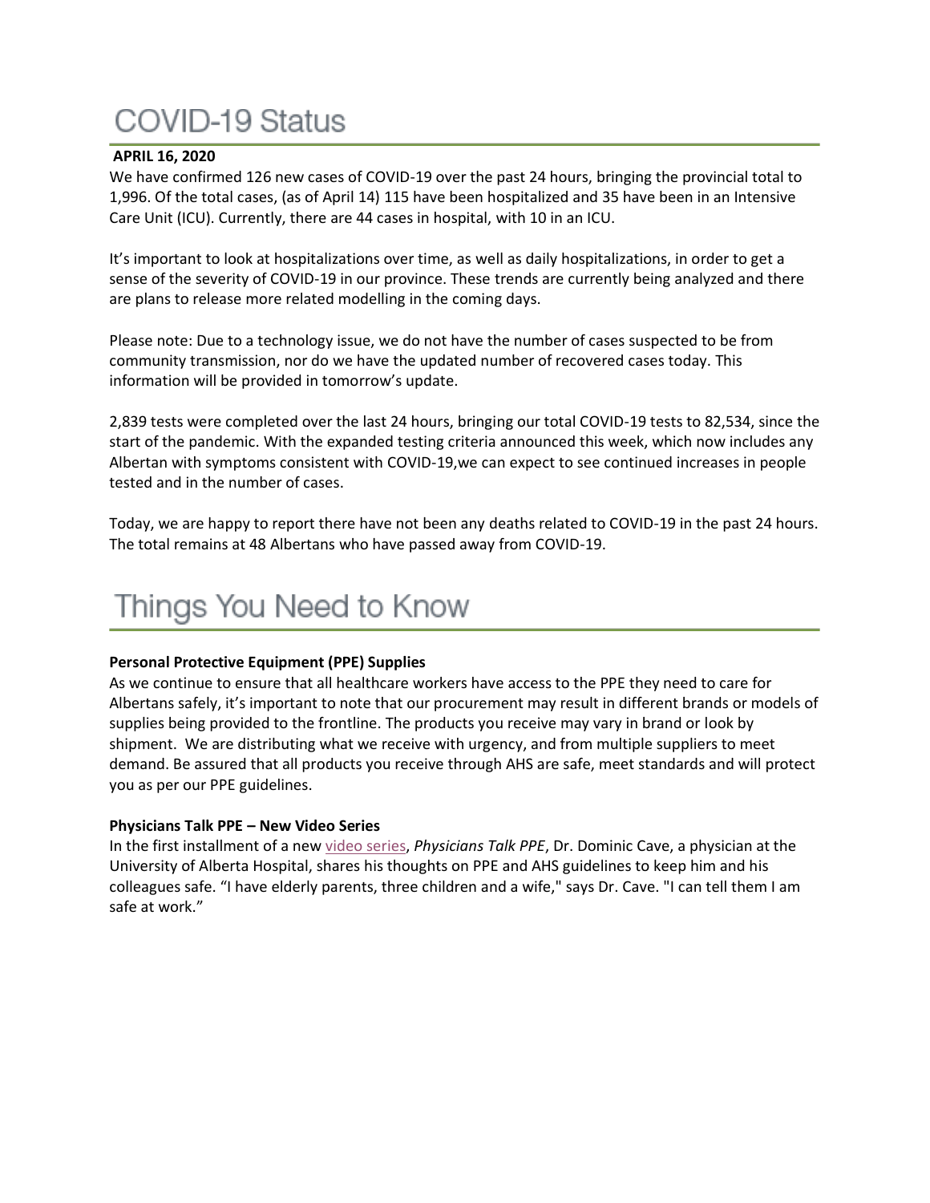# COVID-19 Status

**APRIL 16, 2020**

We have confirmed 126 new cases of COVID-19 over the past 24 hours, bringing the provincial total to 1,996. Of the total cases, (as of April 14) 115 have been hospitalized and 35 have been in an Intensive Care Unit (ICU). Currently, there are 44 cases in hospital, with 10 in an ICU.

It's important to look at hospitalizations over time, as well as daily hospitalizations, in order to get a sense of the severity of COVID-19 in our province. These trends are currently being analyzed and there are plans to release more related modelling in the coming days.

Please note: Due to a technology issue, we do not have the number of cases suspected to be from community transmission, nor do we have the updated number of recovered cases today. This information will be provided in tomorrow's update.

2,839 tests were completed over the last 24 hours, bringing our total COVID-19 tests to 82,534, since the start of the pandemic. With the expanded testing criteria announced this week, which now includes any Albertan with symptoms consistent with COVID-19,we can expect to see continued increases in people tested and in the number of cases.

Today, we are happy to report there have not been any deaths related to COVID-19 in the past 24 hours. The total remains at 48 Albertans who have passed away from COVID-19.

# Things You Need to Know

**Personal Protective Equipment (PPE) Supplies**

As we continue to ensure that all healthcare workers have access to the PPE they need to care for Albertans safely, it's important to note that our procurement may result in different brands or models of supplies being provided to the frontline. The products you receive may vary in brand or look by shipment. We are distributing what we receive with urgency, and from multiple suppliers to meet demand. Be assured that all products you receive through AHS are safe, meet standards and will protect you as per our PPE guidelines.

**Physicians Talk PPE – New Video Series**

In the first installment of a new video series, *Physicians Talk PPE*, Dr. Dominic Cave, a physician at the University of Alberta Hospital, shares his thoughts on PPE and AHS guidelines to keep him and his colleagues safe. "I have elderly parents, three children and a wife," says Dr. Cave. "I can tell them I am safe at work."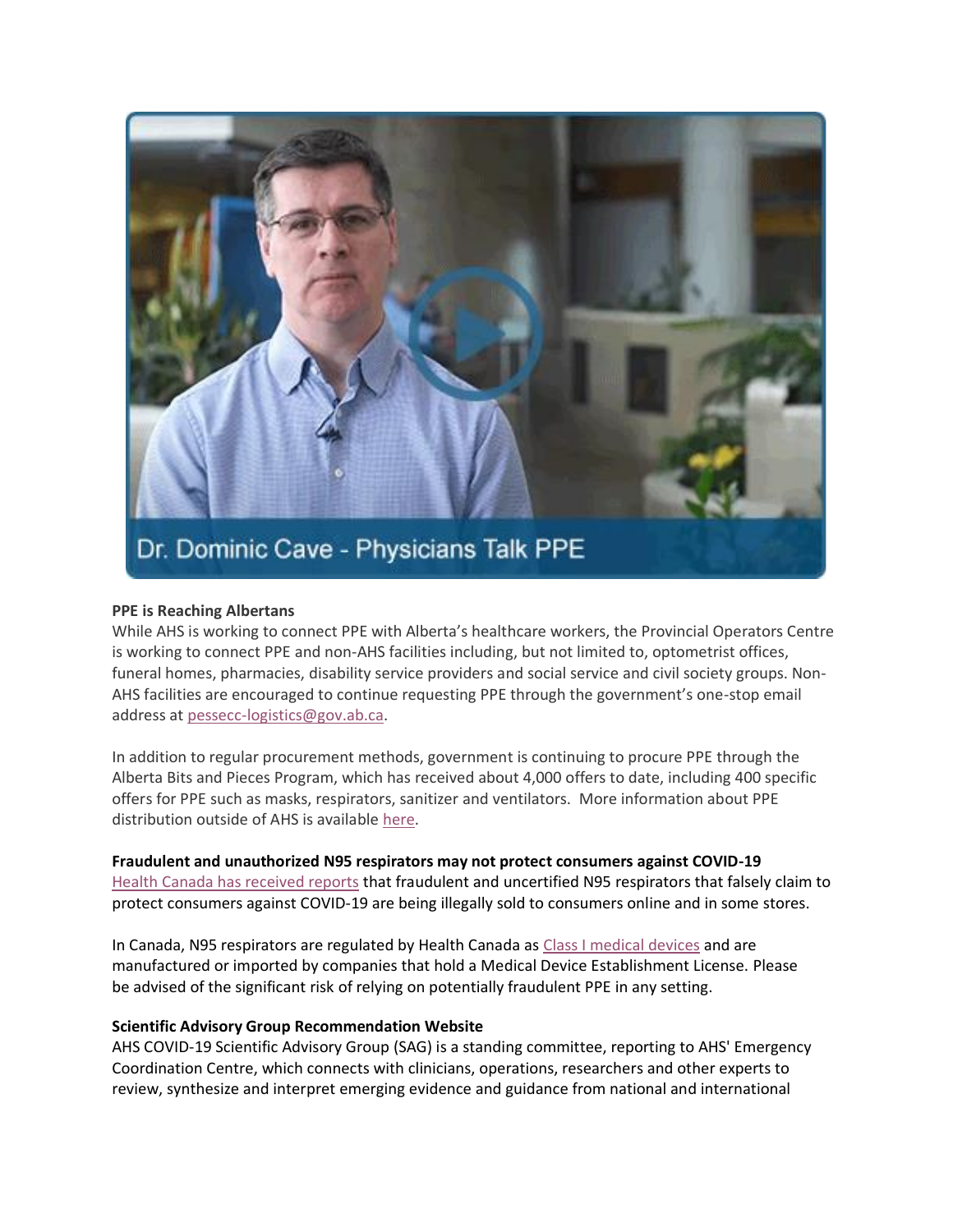Dr. Dominic Cave - Physicians Talk PPE

**PPE is Reaching Albertans**

While AHS is working to connect PPE with Alberta's healthcare workers, the Provincial Operators Centre is working to connect PPE and non-AHS facilities including, but not limited to, optometrist offices, funeral homes, pharmacies, disability service providers and social service and civil society groups. Non-AHS facilities are encouraged to continue requesting PPE through the government's one-stop email address at pessecc-logistics@gov.ab.ca.

In addition to regular procurement methods, government is continuing to procure PPE through the Alberta Bits and Pieces Program, which has received about 4,000 offers to date, including 400 specific offers for PPE such as masks, respirators, sanitizer and ventilators. More information about PPE distribution outside of AHS is available here.

**Fraudulent and unauthorized N95 respirators may not protect consumers against COVID-19**

Health Canada has received reports that fraudulent and uncertified N95 respirators that falsely claim to protect consumers against COVID-19 are being illegally sold to consumers online and in some stores.

In Canada, N95 respirators are regulated by Health Canada as Class I medical devices and are manufactured or imported by companies that hold a Medical Device Establishment License. Please be advised of the significant risk of relying on potentially fraudulent PPE in any setting.

**Scientific Advisory Group Recommendation Website**

AHS COVID-19 Scientific Advisory Group (SAG) is a standing committee, reporting to AHS' Emergency Coordination Centre, which connects with clinicians, operations, researchers and other experts to review, synthesize and interpret emerging evidence and guidance from national and international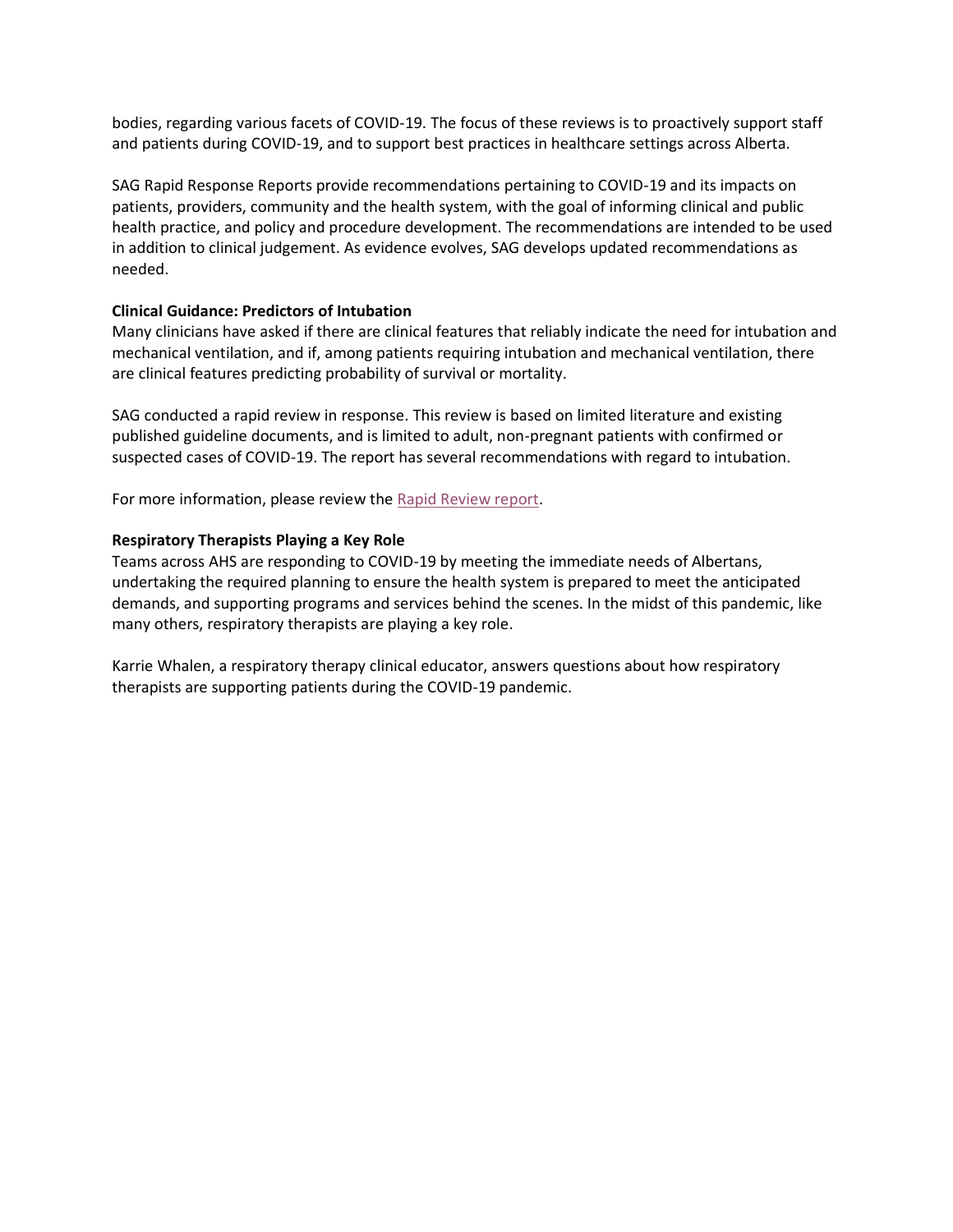bodies, regarding various facets of COVID-19. The focus of these reviews is to proactively support staff and patients during COVID-19, and to support best practices in healthcare settings across Alberta.

SAG Rapid Response Reports provide recommendations pertaining to COVID-19 and its impacts on patients, providers, community and the health system, with the goal of informing clinical and public health practice, and policy and procedure development. The recommendations are intended to be used in addition to clinical judgement. As evidence evolves, SAG develops updated recommendations as needed.

**Clinical Guidance: Predictors of Intubation**

Many clinicians have asked if there are clinical features that reliably indicate the need for intubation and mechanical ventilation, and if, among patients requiring intubation and mechanical ventilation, there are clinical features predicting probability of survival or mortality.

SAG conducted a rapid review in response. This review is based on limited literature and existing published guideline documents, and is limited to adult, non-pregnant patients with confirmed or suspected cases of COVID-19. The report has several recommendations with regard to intubation.

For more information, please review the Rapid Review report.

**Respiratory Therapists Playing a Key Role**

Teams across AHS are responding to COVID-19 by meeting the immediate needs of Albertans, undertaking the required planning to ensure the health system is prepared to meet the anticipated demands, and supporting programs and services behind the scenes. In the midst of this pandemic, like many others, respiratory therapists are playing a key role.

Karrie Whalen, a respiratory therapy clinical educator, answers questions about how respiratory therapists are supporting patients during the COVID-19 pandemic.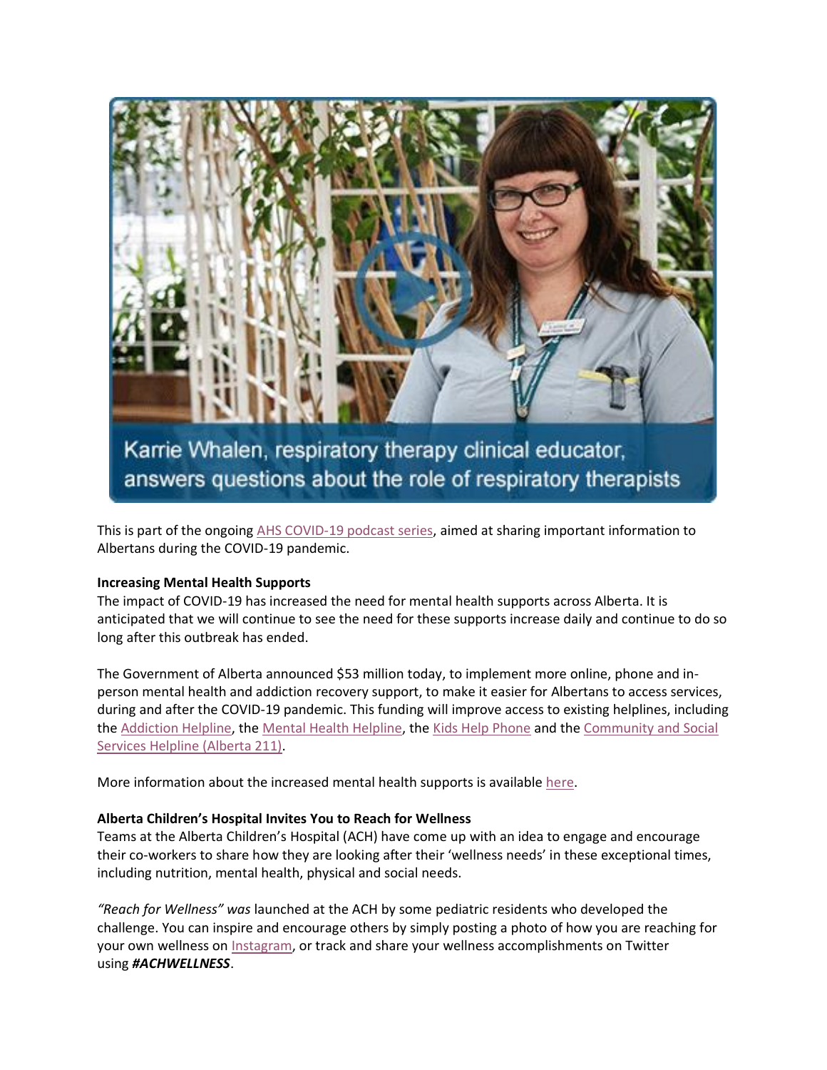Karrie Whalen, respiratory therapy clinical educator, answers questions about the role of respiratory therapists

This is part of the ongoing AHS COVID-19 podcast series, aimed at sharing important information to Albertans during the COVID-19 pandemic.

**Increasing Mental Health Supports**

The impact of COVID-19 has increased the need for mental health supports across Alberta. It is anticipated that we will continue to see the need for these supports increase daily and continue to do so long after this outbreak has ended.

The Government of Alberta announced $53 million today, to implement more online, phone and in-person mental health and addiction recovery support, to make it easier for Albertans to access services, during and after the COVID-19 pandemic. This funding will improve access to existing helplines, including the Addiction Helpline, the Mental Health Helpline, the Kids Help Phone and the Community and Social Services Helpline (Alberta 211).

More information about the increased mental health supports is available here.

**Alberta Children's Hospital Invites You to Reach for Wellness**

Teams at the Alberta Children's Hospital (ACH) have come up with an idea to engage and encourage their co-workers to share how they are looking after their 'wellness needs' in these exceptional times, including nutrition, mental health, physical and social needs.

*"Reach for Wellness" was* launched at the ACH by some pediatric residents who developed the challenge. You can inspire and encourage others by simply posting a photo of how you are reaching for your own wellness on Instagram, or track and share your wellness accomplishments on Twitter using ***#ACHWELLNESS***.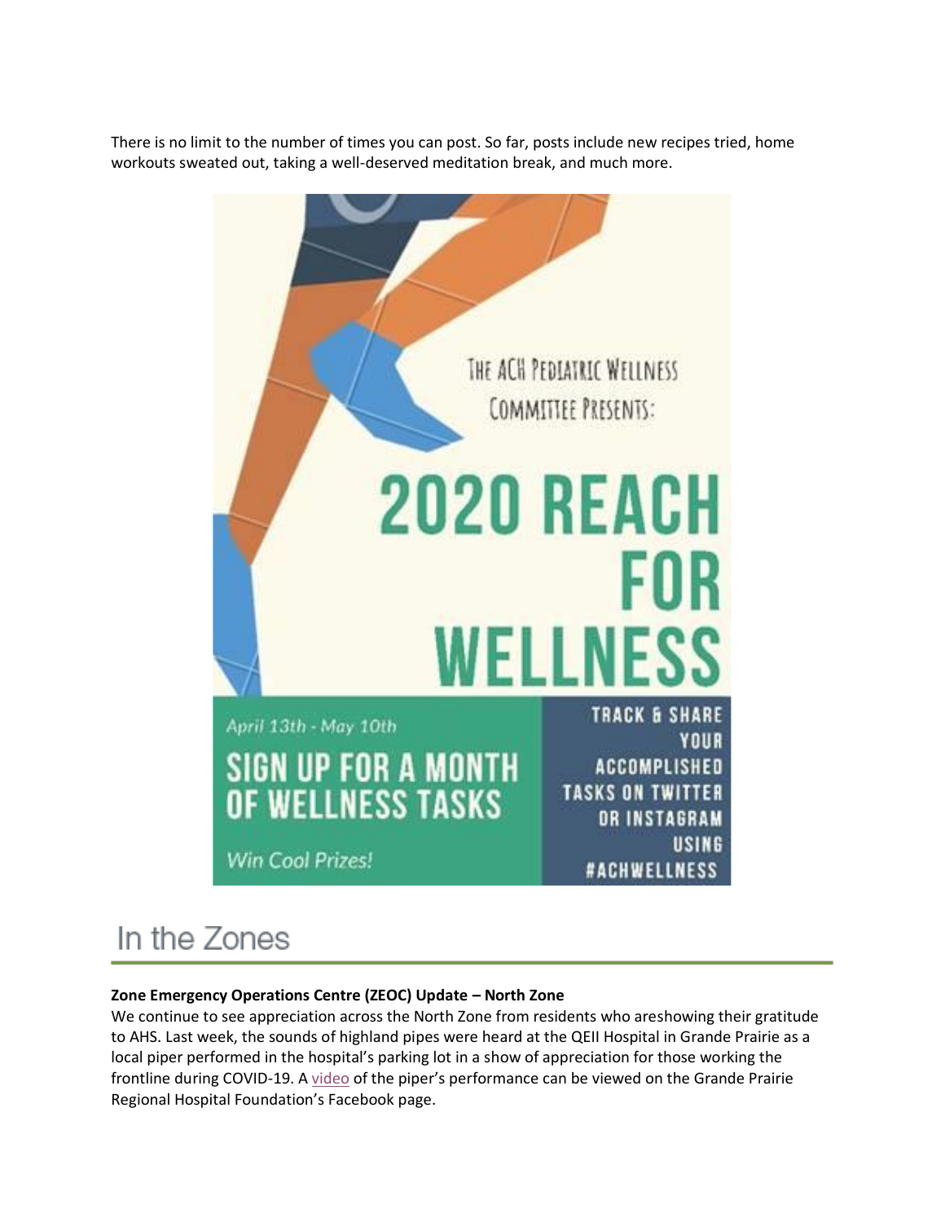There is no limit to the number of times you can post. So far, posts include new recipes tried, home workouts sweated out, taking a well-deserved meditation break, and much more.

THE ACH PEDIATRIC WELLNESS COMMITTEE PRESENTS:

**2020 REACH FOR WELLNESS**

*April 13th - May 10th*

**SIGN UP FOR A MONTH OF WELLNESS TASKS**

*Win Cool Prizes!*

**TRACK & SHARE YOUR ACCOMPLISHED TASKS ON TWITTER OR INSTAGRAM USING #ACHWELLNESS**

# In the Zones

**Zone Emergency Operations Centre (ZEOC) Update – North Zone**

We continue to see appreciation across the North Zone from residents who areshowing their gratitude to AHS. Last week, the sounds of highland pipes were heard at the QEII Hospital in Grande Prairie as a local piper performed in the hospital's parking lot in a show of appreciation for those working the frontline during COVID-19. A video of the piper's performance can be viewed on the Grande Prairie Regional Hospital Foundation's Facebook page.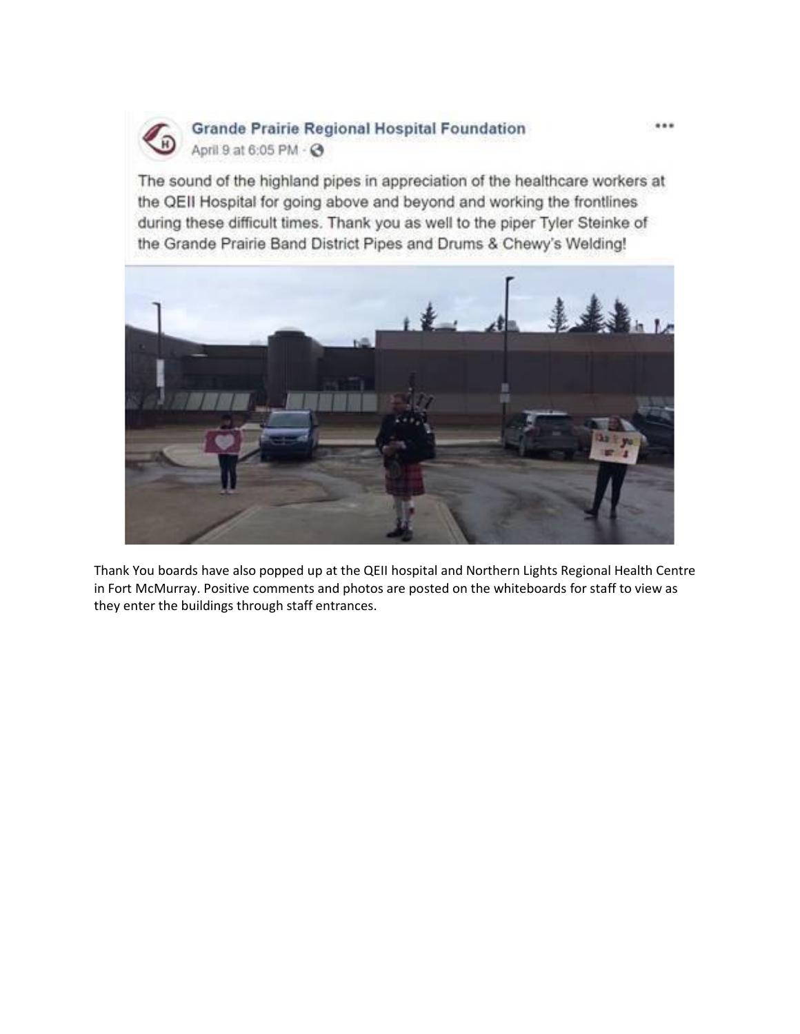**Grande Prairie Regional Hospital Foundation**
April 9 at 6:05 PM

The sound of the highland pipes in appreciation of the healthcare workers at the QEII Hospital for going above and beyond and working the frontlines during these difficult times. Thank you as well to the piper Tyler Steinke of the Grande Prairie Band District Pipes and Drums & Chewy's Welding!

Thank You boards have also popped up at the QEII hospital and Northern Lights Regional Health Centre in Fort McMurray. Positive comments and photos are posted on the whiteboards for staff to view as they enter the buildings through staff entrances.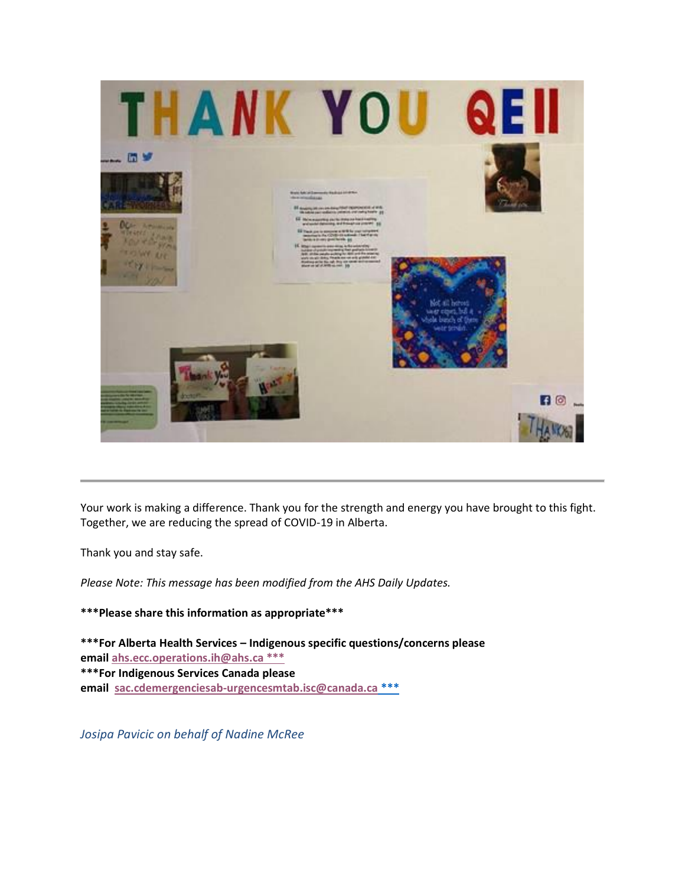Your work is making a difference. Thank you for the strength and energy you have brought to this fight. Together, we are reducing the spread of COVID-19 in Alberta.

Thank you and stay safe.

*Please Note: This message has been modified from the AHS Daily Updates.*

**\*\*\*Please share this information as appropriate\*\*\***

**\*\*\*For Alberta Health Services – Indigenous specific questions/concerns please email ahs.ecc.operations.ih@ahs.ca \*\*\***
**\*\*\*For Indigenous Services Canada please email sac.cdemergenciesab-urgencesmtab.isc@canada.ca \*\*\***

*Josipa Pavicic on behalf of Nadine McRee*